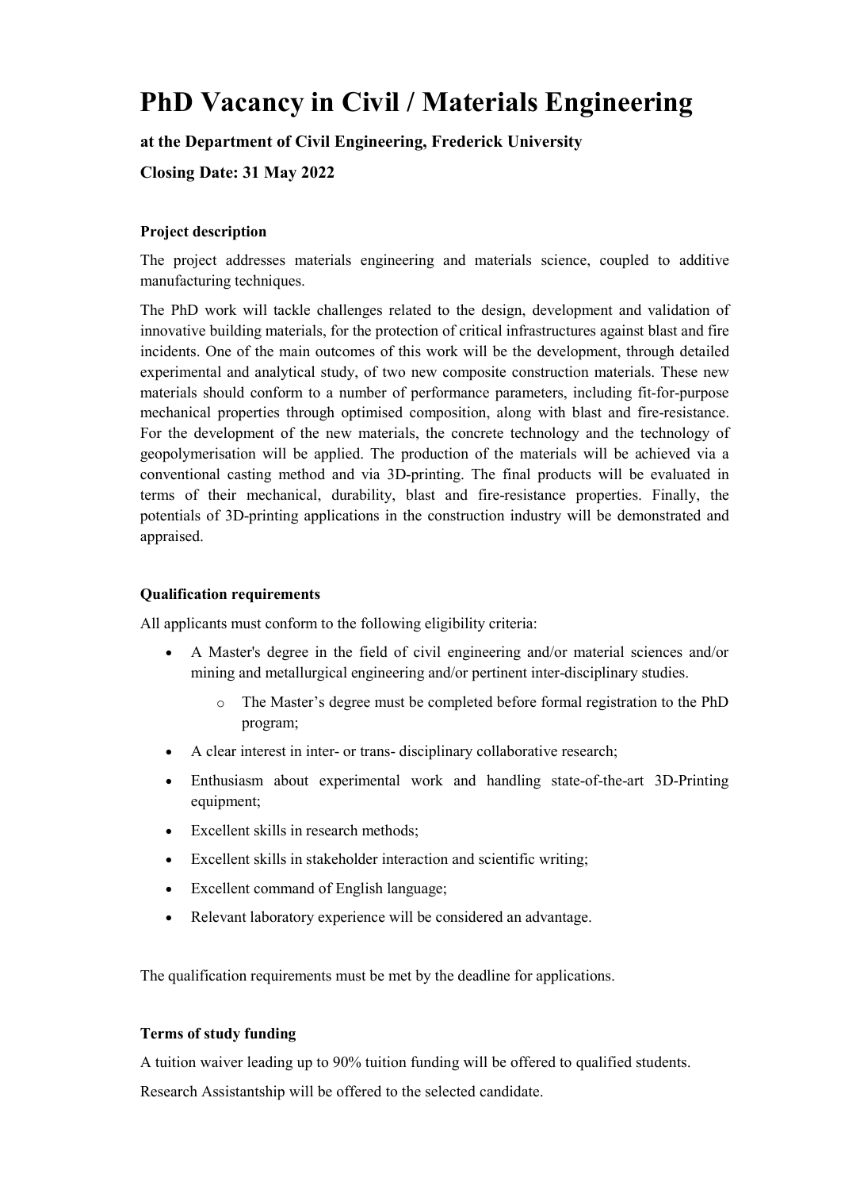# PhD Vacancy in Civil / Materials Engineering

### at the Department of Civil Engineering, Frederick University

### Closing Date: 31 May 2022

**Project description**

The project addresses materials engineering and materials science, coupled to additive manufacturing techniques.

The PhD work will tackle challenges related to the design, development and validation of innovative building materials, for the protection of critical infrastructures against blast and fire incidents. One of the main outcomes of this work will be the development, through detailed experimental and analytical study, of two new composite construction materials. These new materials should conform to a number of performance parameters, including fit-for-purpose mechanical properties through optimised composition, along with blast and fire-resistance. For the development of the new materials, the concrete technology and the technology of geopolymerisation will be applied. The production of the materials will be achieved via a conventional casting method and via 3D-printing. The final products will be evaluated in terms of their mechanical, durability, blast and fire-resistance properties. Finally, the potentials of 3D-printing applications in the construction industry will be demonstrated and appraised.

**Qualification requirements**

All applicants must conform to the following eligibility criteria:

- A Master's degree in the field of civil engineering and/or material sciences and/or mining and metallurgical engineering and/or pertinent inter-disciplinary studies.
  - The Master's degree must be completed before formal registration to the PhD program;
- A clear interest in inter- or trans- disciplinary collaborative research;
- Enthusiasm about experimental work and handling state-of-the-art 3D-Printing equipment;
- Excellent skills in research methods;
- Excellent skills in stakeholder interaction and scientific writing;
- Excellent command of English language;
- Relevant laboratory experience will be considered an advantage.

The qualification requirements must be met by the deadline for applications.

**Terms of study funding**

A tuition waiver leading up to 90% tuition funding will be offered to qualified students.

Research Assistantship will be offered to the selected candidate.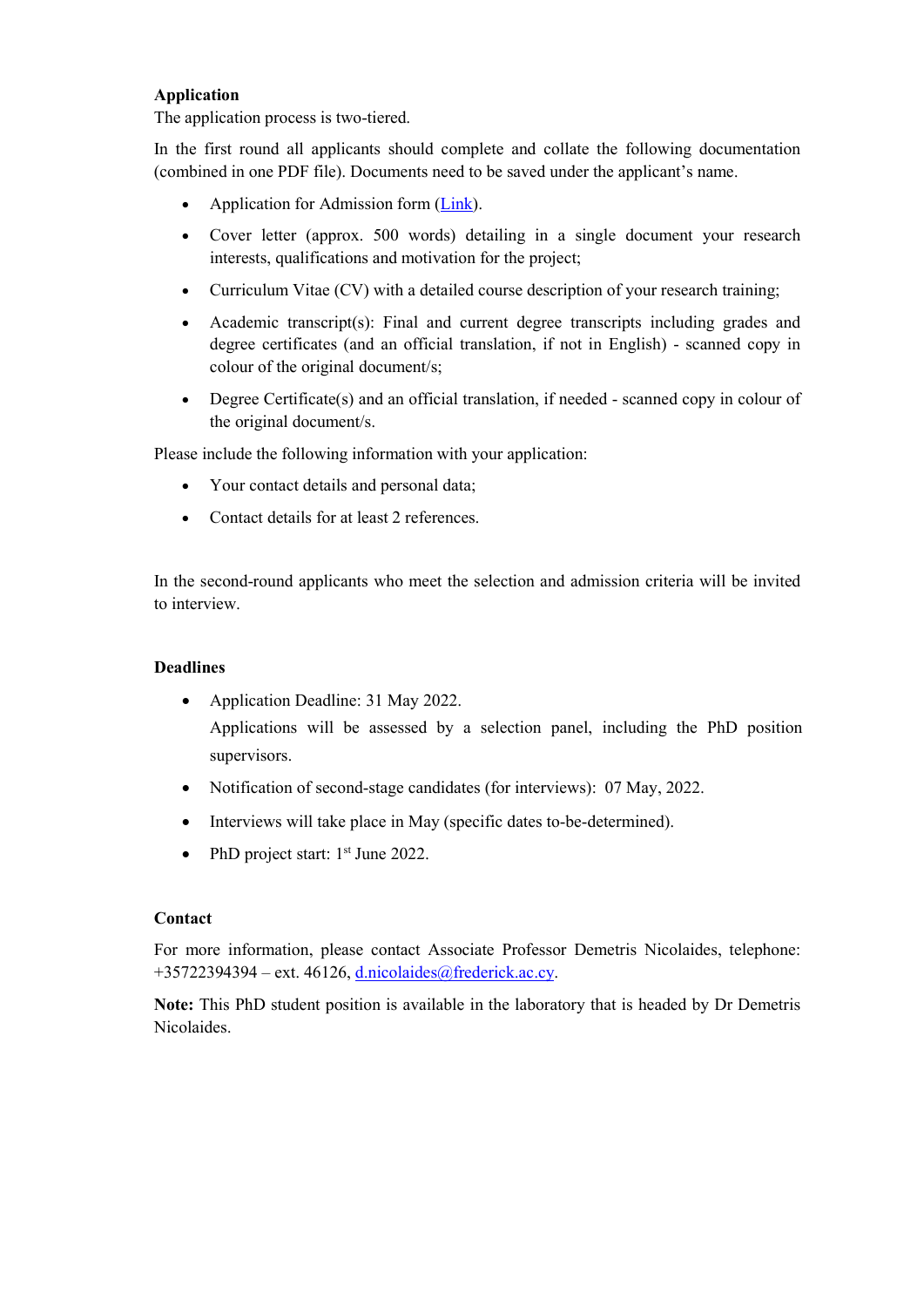**Application**

The application process is two-tiered.

In the first round all applicants should complete and collate the following documentation (combined in one PDF file). Documents need to be saved under the applicant's name.

- Application for Admission form (Link).
- Cover letter (approx. 500 words) detailing in a single document your research interests, qualifications and motivation for the project;
- Curriculum Vitae (CV) with a detailed course description of your research training;
- Academic transcript(s): Final and current degree transcripts including grades and degree certificates (and an official translation, if not in English) - scanned copy in colour of the original document/s;
- Degree Certificate(s) and an official translation, if needed - scanned copy in colour of the original document/s.

Please include the following information with your application:

- Your contact details and personal data;
- Contact details for at least 2 references.

In the second-round applicants who meet the selection and admission criteria will be invited to interview.

**Deadlines**

- Application Deadline: 31 May 2022.
  Applications will be assessed by a selection panel, including the PhD position supervisors.
- Notification of second-stage candidates (for interviews): 07 May, 2022.
- Interviews will take place in May (specific dates to-be-determined).
- PhD project start: 1st June 2022.

**Contact**

For more information, please contact Associate Professor Demetris Nicolaides, telephone: +35722394394 – ext. 46126, d.nicolaides@frederick.ac.cy.

**Note:** This PhD student position is available in the laboratory that is headed by Dr Demetris Nicolaides.